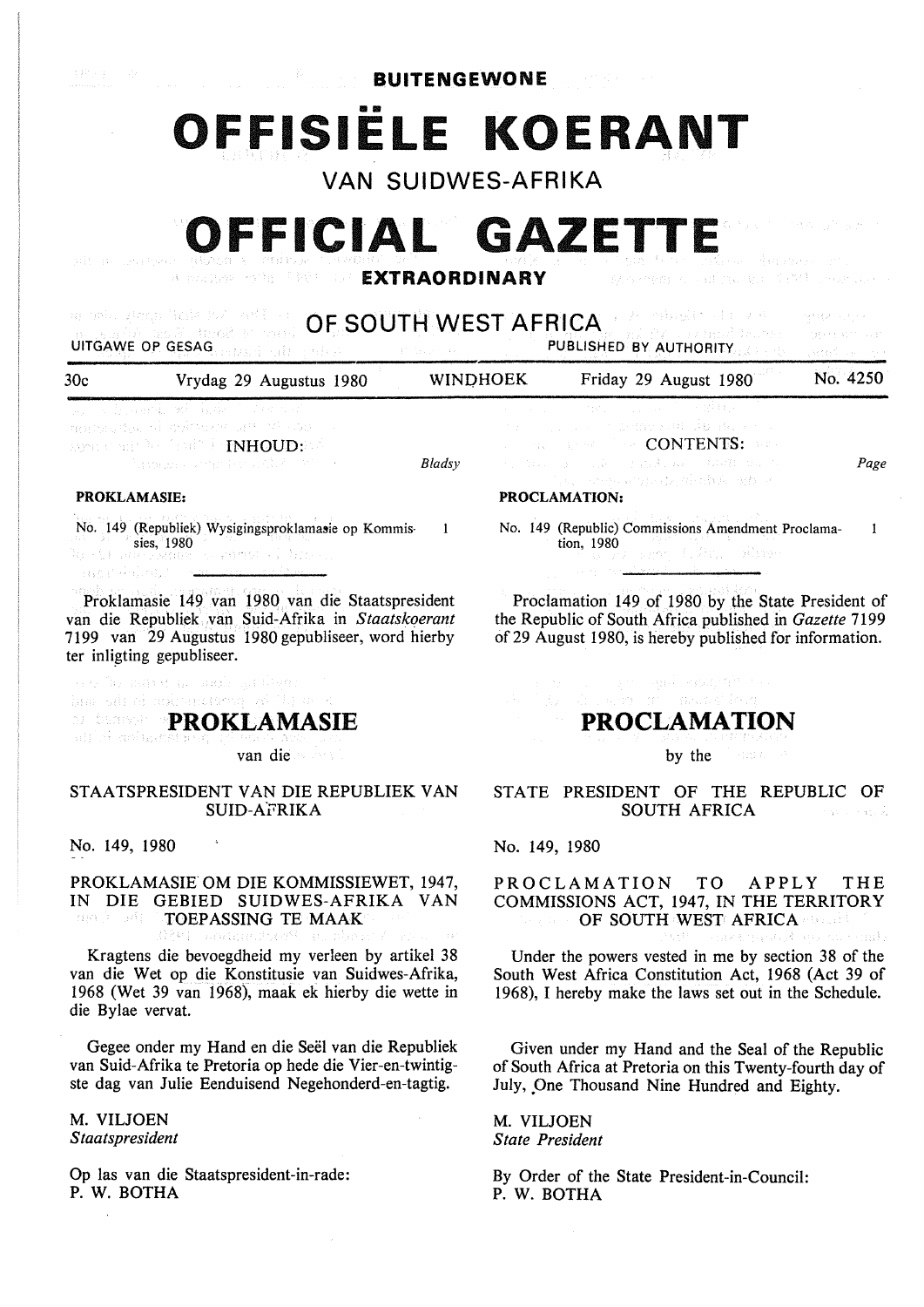# BUITENGEWONE

# OFFISIËLE KOERANT

## VAN SUIDWES-AFRIKA

# OFFICIAL GAZETTE

## EXTRAORDINARY

## OF SOUTH WEST AFRICA

UITGAWE OP GESAG — PUBLISHED BY AUTHORITY

| 30c | Vrydag 29 Augustus 1980 | WINDHOEK | Friday 29 August 1980 | No. 4250 |
|---|---|---|---|---|

### INHOUD:

*Bladsy*

**PROKLAMASIE:**

No. 149 (Republiek) Wysigingsproklamasie op Kommissies, 1980 ..... 1

Proklamasie 149 van 1980 van die Staatspresident van die Republiek van Suid-Afrika in *Staatskoerant* 7199 van 29 Augustus 1980 gepubliseer, word hierby ter inligting gepubliseer.

## PROKLAMASIE

van die

### STAATSPRESIDENT VAN DIE REPUBLIEK VAN SUID-AFRIKA

No. 149, 1980

### PROKLAMASIE OM DIE KOMMISSIEWET, 1947, IN DIE GEBIED SUIDWES-AFRIKA VAN TOEPASSING TE MAAK

Kragtens die bevoegdheid my verleen by artikel 38 van die Wet op die Konstitusie van Suidwes-Afrika, 1968 (Wet 39 van 1968), maak ek hierby die wette in die Bylae vervat.

Gegee onder my Hand en die Seël van die Republiek van Suid-Afrika te Pretoria op hede die Vier-en-twintigste dag van Julie Eenduisend Negehonderd-en-tagtig.

M. VILJOEN
*Staatspresident*

Op las van die Staatspresident-in-rade:
P. W. BOTHA

### CONTENTS:

*Page*

**PROCLAMATION:**

No. 149 (Republic) Commissions Amendment Proclamation, 1980 ..... 1

Proclamation 149 of 1980 by the State President of the Republic of South Africa published in *Gazette* 7199 of 29 August 1980, is hereby published for information.

## PROCLAMATION

by the

### STATE PRESIDENT OF THE REPUBLIC OF SOUTH AFRICA

No. 149, 1980

### PROCLAMATION TO APPLY THE COMMISSIONS ACT, 1947, IN THE TERRITORY OF SOUTH WEST AFRICA

Under the powers vested in me by section 38 of the South West Africa Constitution Act, 1968 (Act 39 of 1968), I hereby make the laws set out in the Schedule.

Given under my Hand and the Seal of the Republic of South Africa at Pretoria on this Twenty-fourth day of July, One Thousand Nine Hundred and Eighty.

M. VILJOEN
*State President*

By Order of the State President-in-Council:
P. W. BOTHA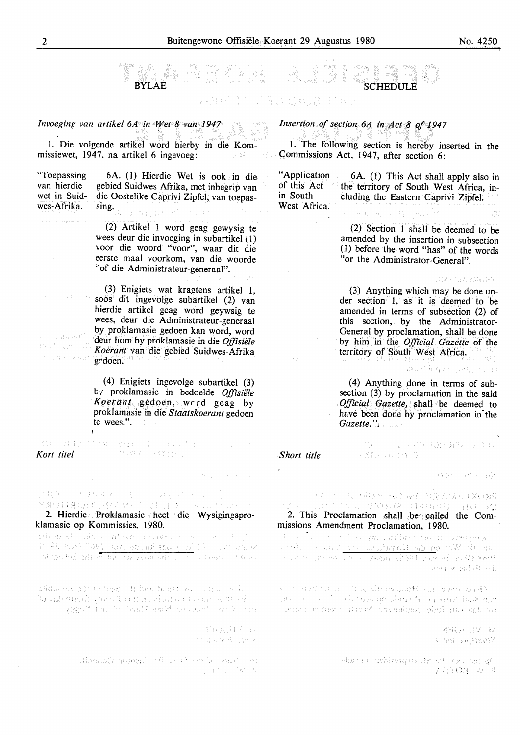## BYLAE

*Invoeging van artikel 6A in Wet 8 van 1947*

1. Die volgende artikel word hierby in die Kommissiewet, 1947, na artikel 6 ingevoeg:

"Toepassing van hierdie wet in Suidwes-Afrika.

6A. (1) Hierdie Wet is ook in die gebied Suidwes-Afrika, met inbegrip van die Oostelike Caprivi Zipfel, van toepassing.

(2) Artikel 1 word geag gewysig te wees deur die invoeging in subartikel (1) voor die woord "voor", waar dit die eerste maal voorkom, van die woorde "of die Administrateur-generaal".

(3) Enigiets wat kragtens artikel 1, soos dit ingevolge subartikel (2) van hierdie artikel geag word gewysig te wees, deur die Administrateur-generaal by proklamasie gedoen kan word, word deur hom by proklamasie in die *Offisiële Koerant* van die gebied Suidwes-Afrika gedoen.

(4) Enigiets ingevolge subartikel (3) by proklamasie in bedoelde *Offisiële Koerant* gedoen, word geag by proklamasie in die *Staatskoerant* gedoen te wees.".

*Kort titel*

2. Hierdie Proklamasie heet die Wysigingsproklamasie op Kommissies, 1980.

## SCHEDULE

*Insertion of section 6A in Act 8 of 1947*

1. The following section is hereby inserted in the Commissions Act, 1947, after section 6:

"Application of this Act in South West Africa.

6A. (1) This Act shall apply also in the territory of South West Africa, including the Eastern Caprivi Zipfel.

(2) Section 1 shall be deemed to be amended by the insertion in subsection (1) before the word "has" of the words "or the Administrator-General".

(3) Anything which may be done under section 1, as it is deemed to be amended in terms of subsection (2) of this section, by the Administrator-General by proclamation, shall be done by him in the *Official Gazette* of the territory of South West Africa.

(4) Anything done in terms of subsection (3) by proclamation in the said *Official Gazette*, shall be deemed to have been done by proclamation in the *Gazette*.".

*Short title*

2. This Proclamation shall be called the Commissions Amendment Proclamation, 1980.